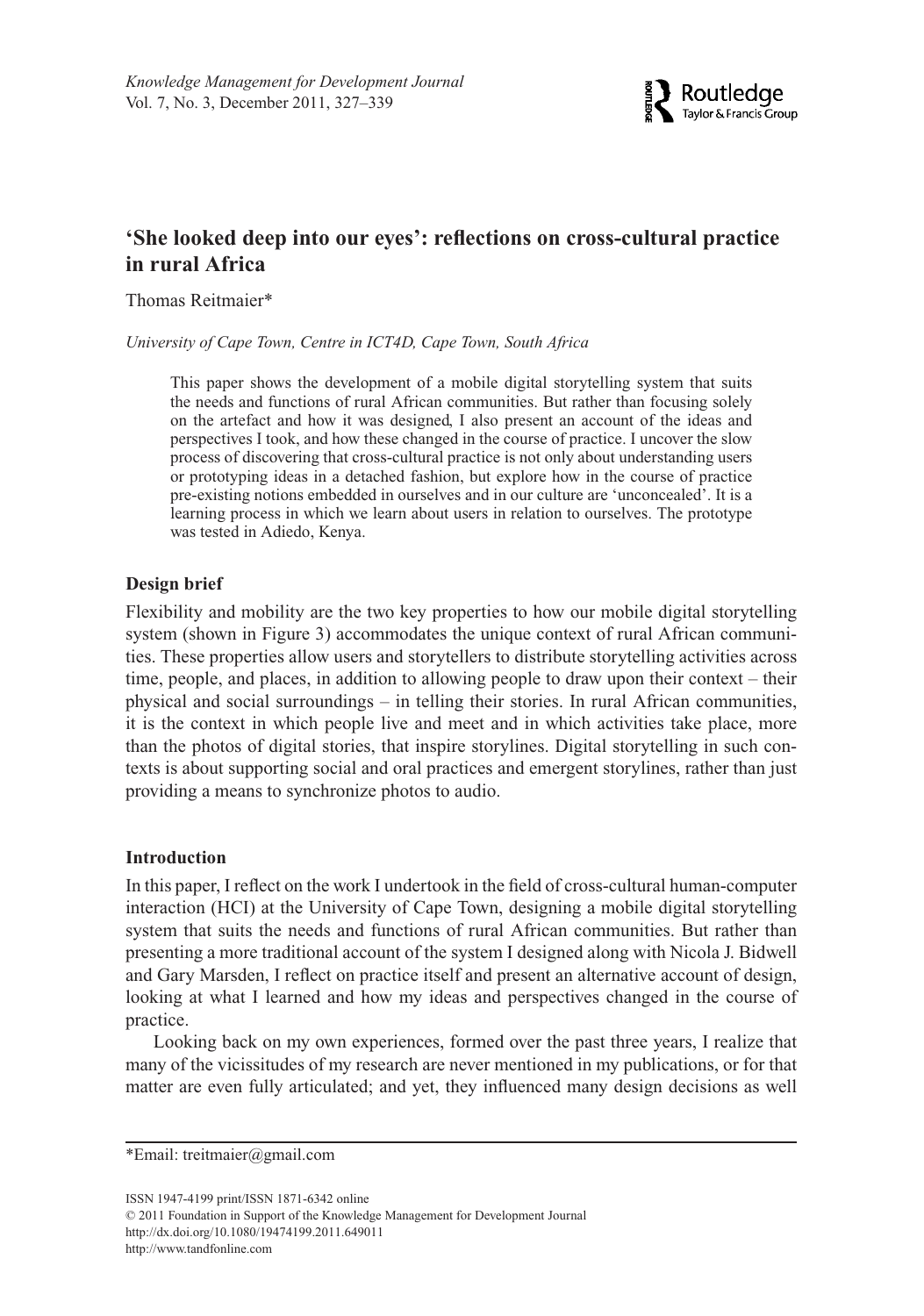# 'She looked deep into our eyes': reflections on cross-cultural practice in rural Africa

Thomas Reitmaier*

*University of Cape Town, Centre in ICT4D, Cape Town, South Africa*

> This paper shows the development of a mobile digital storytelling system that suits the needs and functions of rural African communities. But rather than focusing solely on the artefact and how it was designed, I also present an account of the ideas and perspectives I took, and how these changed in the course of practice. I uncover the slow process of discovering that cross-cultural practice is not only about understanding users or prototyping ideas in a detached fashion, but explore how in the course of practice pre-existing notions embedded in ourselves and in our culture are 'unconcealed'. It is a learning process in which we learn about users in relation to ourselves. The prototype was tested in Adiedo, Kenya.

## Design brief

Flexibility and mobility are the two key properties to how our mobile digital storytelling system (shown in Figure 3) accommodates the unique context of rural African communities. These properties allow users and storytellers to distribute storytelling activities across time, people, and places, in addition to allowing people to draw upon their context – their physical and social surroundings – in telling their stories. In rural African communities, it is the context in which people live and meet and in which activities take place, more than the photos of digital stories, that inspire storylines. Digital storytelling in such contexts is about supporting social and oral practices and emergent storylines, rather than just providing a means to synchronize photos to audio.

## Introduction

In this paper, I reflect on the work I undertook in the field of cross-cultural human-computer interaction (HCI) at the University of Cape Town, designing a mobile digital storytelling system that suits the needs and functions of rural African communities. But rather than presenting a more traditional account of the system I designed along with Nicola J. Bidwell and Gary Marsden, I reflect on practice itself and present an alternative account of design, looking at what I learned and how my ideas and perspectives changed in the course of practice.

Looking back on my own experiences, formed over the past three years, I realize that many of the vicissitudes of my research are never mentioned in my publications, or for that matter are even fully articulated; and yet, they influenced many design decisions as well

*Email: treitmaier@gmail.com

ISSN 1947-4199 print/ISSN 1871-6342 online
© 2011 Foundation in Support of the Knowledge Management for Development Journal
http://dx.doi.org/10.1080/19474199.2011.649011
http://www.tandfonline.com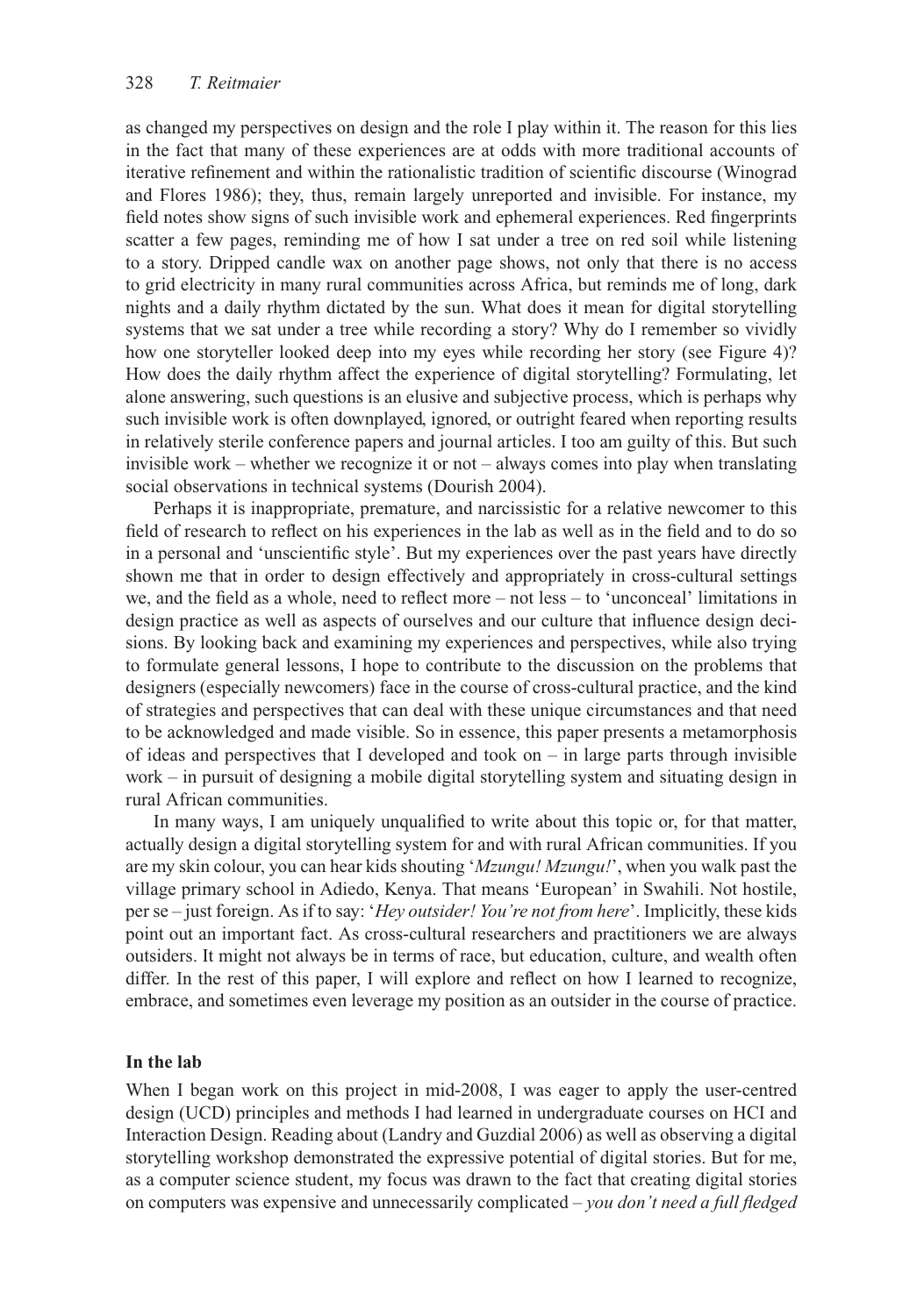as changed my perspectives on design and the role I play within it. The reason for this lies in the fact that many of these experiences are at odds with more traditional accounts of iterative refinement and within the rationalistic tradition of scientific discourse (Winograd and Flores 1986); they, thus, remain largely unreported and invisible. For instance, my field notes show signs of such invisible work and ephemeral experiences. Red fingerprints scatter a few pages, reminding me of how I sat under a tree on red soil while listening to a story. Dripped candle wax on another page shows, not only that there is no access to grid electricity in many rural communities across Africa, but reminds me of long, dark nights and a daily rhythm dictated by the sun. What does it mean for digital storytelling systems that we sat under a tree while recording a story? Why do I remember so vividly how one storyteller looked deep into my eyes while recording her story (see Figure 4)? How does the daily rhythm affect the experience of digital storytelling? Formulating, let alone answering, such questions is an elusive and subjective process, which is perhaps why such invisible work is often downplayed, ignored, or outright feared when reporting results in relatively sterile conference papers and journal articles. I too am guilty of this. But such invisible work – whether we recognize it or not – always comes into play when translating social observations in technical systems (Dourish 2004).

Perhaps it is inappropriate, premature, and narcissistic for a relative newcomer to this field of research to reflect on his experiences in the lab as well as in the field and to do so in a personal and 'unscientific style'. But my experiences over the past years have directly shown me that in order to design effectively and appropriately in cross-cultural settings we, and the field as a whole, need to reflect more – not less – to 'unconceal' limitations in design practice as well as aspects of ourselves and our culture that influence design decisions. By looking back and examining my experiences and perspectives, while also trying to formulate general lessons, I hope to contribute to the discussion on the problems that designers (especially newcomers) face in the course of cross-cultural practice, and the kind of strategies and perspectives that can deal with these unique circumstances and that need to be acknowledged and made visible. So in essence, this paper presents a metamorphosis of ideas and perspectives that I developed and took on – in large parts through invisible work – in pursuit of designing a mobile digital storytelling system and situating design in rural African communities.

In many ways, I am uniquely unqualified to write about this topic or, for that matter, actually design a digital storytelling system for and with rural African communities. If you are my skin colour, you can hear kids shouting '*Mzungu! Mzungu!*', when you walk past the village primary school in Adiedo, Kenya. That means 'European' in Swahili. Not hostile, per se – just foreign. As if to say: '*Hey outsider! You're not from here*'. Implicitly, these kids point out an important fact. As cross-cultural researchers and practitioners we are always outsiders. It might not always be in terms of race, but education, culture, and wealth often differ. In the rest of this paper, I will explore and reflect on how I learned to recognize, embrace, and sometimes even leverage my position as an outsider in the course of practice.

## In the lab

When I began work on this project in mid-2008, I was eager to apply the user-centred design (UCD) principles and methods I had learned in undergraduate courses on HCI and Interaction Design. Reading about (Landry and Guzdial 2006) as well as observing a digital storytelling workshop demonstrated the expressive potential of digital stories. But for me, as a computer science student, my focus was drawn to the fact that creating digital stories on computers was expensive and unnecessarily complicated – *you don't need a full fledged*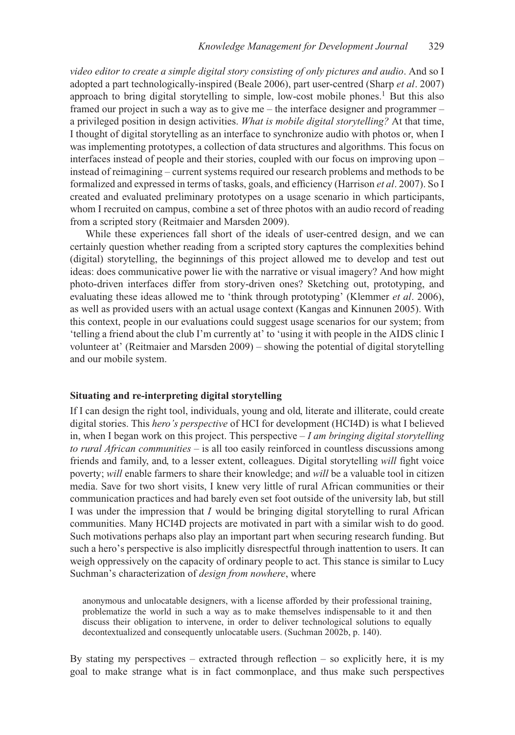*video editor to create a simple digital story consisting of only pictures and audio*. And so I adopted a part technologically-inspired (Beale 2006), part user-centred (Sharp *et al*. 2007) approach to bring digital storytelling to simple, low-cost mobile phones.[1] But this also framed our project in such a way as to give me – the interface designer and programmer – a privileged position in design activities. *What is mobile digital storytelling?* At that time, I thought of digital storytelling as an interface to synchronize audio with photos or, when I was implementing prototypes, a collection of data structures and algorithms. This focus on interfaces instead of people and their stories, coupled with our focus on improving upon – instead of reimagining – current systems required our research problems and methods to be formalized and expressed in terms of tasks, goals, and efficiency (Harrison *et al*. 2007). So I created and evaluated preliminary prototypes on a usage scenario in which participants, whom I recruited on campus, combine a set of three photos with an audio record of reading from a scripted story (Reitmaier and Marsden 2009).

While these experiences fall short of the ideals of user-centred design, and we can certainly question whether reading from a scripted story captures the complexities behind (digital) storytelling, the beginnings of this project allowed me to develop and test out ideas: does communicative power lie with the narrative or visual imagery? And how might photo-driven interfaces differ from story-driven ones? Sketching out, prototyping, and evaluating these ideas allowed me to 'think through prototyping' (Klemmer *et al*. 2006), as well as provided users with an actual usage context (Kangas and Kinnunen 2005). With this context, people in our evaluations could suggest usage scenarios for our system; from 'telling a friend about the club I'm currently at' to 'using it with people in the AIDS clinic I volunteer at' (Reitmaier and Marsden 2009) – showing the potential of digital storytelling and our mobile system.

### Situating and re-interpreting digital storytelling

If I can design the right tool, individuals, young and old, literate and illiterate, could create digital stories. This *hero's perspective* of HCI for development (HCI4D) is what I believed in, when I began work on this project. This perspective – *I am bringing digital storytelling to rural African communities* – is all too easily reinforced in countless discussions among friends and family, and, to a lesser extent, colleagues. Digital storytelling *will* fight voice poverty; *will* enable farmers to share their knowledge; and *will* be a valuable tool in citizen media. Save for two short visits, I knew very little of rural African communities or their communication practices and had barely even set foot outside of the university lab, but still I was under the impression that *I* would be bringing digital storytelling to rural African communities. Many HCI4D projects are motivated in part with a similar wish to do good. Such motivations perhaps also play an important part when securing research funding. But such a hero's perspective is also implicitly disrespectful through inattention to users. It can weigh oppressively on the capacity of ordinary people to act. This stance is similar to Lucy Suchman's characterization of *design from nowhere*, where

> anonymous and unlocatable designers, with a license afforded by their professional training, problematize the world in such a way as to make themselves indispensable to it and then discuss their obligation to intervene, in order to deliver technological solutions to equally decontextualized and consequently unlocatable users. (Suchman 2002b, p. 140).

By stating my perspectives – extracted through reflection – so explicitly here, it is my goal to make strange what is in fact commonplace, and thus make such perspectives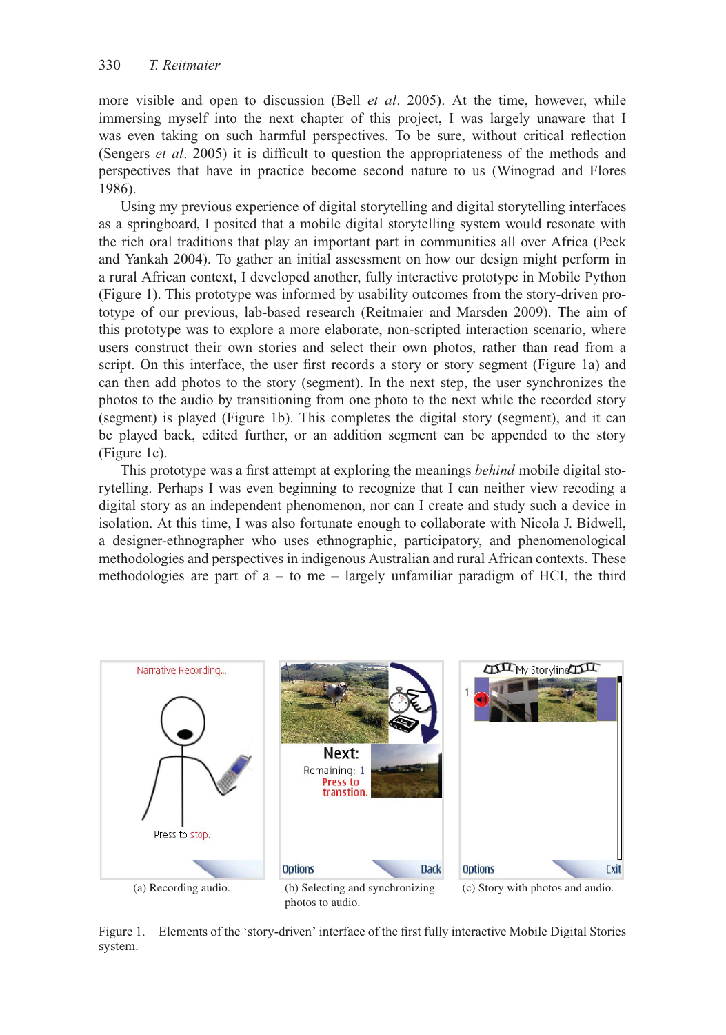more visible and open to discussion (Bell *et al*. 2005). At the time, however, while immersing myself into the next chapter of this project, I was largely unaware that I was even taking on such harmful perspectives. To be sure, without critical reflection (Sengers *et al*. 2005) it is difficult to question the appropriateness of the methods and perspectives that have in practice become second nature to us (Winograd and Flores 1986).

Using my previous experience of digital storytelling and digital storytelling interfaces as a springboard, I posited that a mobile digital storytelling system would resonate with the rich oral traditions that play an important part in communities all over Africa (Peek and Yankah 2004). To gather an initial assessment on how our design might perform in a rural African context, I developed another, fully interactive prototype in Mobile Python (Figure 1). This prototype was informed by usability outcomes from the story-driven prototype of our previous, lab-based research (Reitmaier and Marsden 2009). The aim of this prototype was to explore a more elaborate, non-scripted interaction scenario, where users construct their own stories and select their own photos, rather than read from a script. On this interface, the user first records a story or story segment (Figure 1a) and can then add photos to the story (segment). In the next step, the user synchronizes the photos to the audio by transitioning from one photo to the next while the recorded story (segment) is played (Figure 1b). This completes the digital story (segment), and it can be played back, edited further, or an addition segment can be appended to the story (Figure 1c).

This prototype was a first attempt at exploring the meanings *behind* mobile digital storytelling. Perhaps I was even beginning to recognize that I can neither view recoding a digital story as an independent phenomenon, nor can I create and study such a device in isolation. At this time, I was also fortunate enough to collaborate with Nicola J. Bidwell, a designer-ethnographer who uses ethnographic, participatory, and phenomenological methodologies and perspectives in indigenous Australian and rural African contexts. These methodologies are part of a – to me – largely unfamiliar paradigm of HCI, the third

(a) Recording audio.

(b) Selecting and synchronizing photos to audio.

(c) Story with photos and audio.

Figure 1. Elements of the 'story-driven' interface of the first fully interactive Mobile Digital Stories system.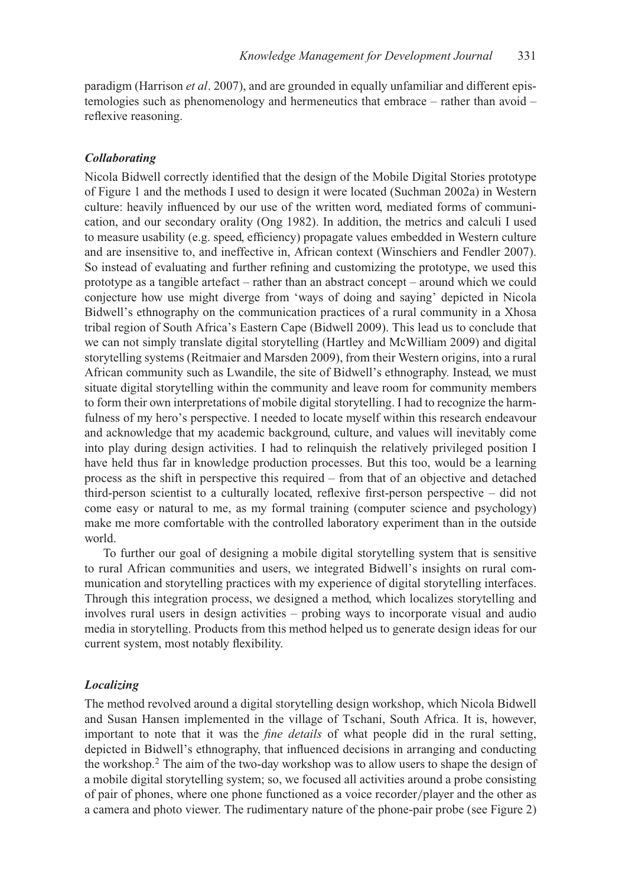paradigm (Harrison *et al*. 2007), and are grounded in equally unfamiliar and different epistemologies such as phenomenology and hermeneutics that embrace – rather than avoid – reflexive reasoning.

### *Collaborating*

Nicola Bidwell correctly identified that the design of the Mobile Digital Stories prototype of Figure 1 and the methods I used to design it were located (Suchman 2002a) in Western culture: heavily influenced by our use of the written word, mediated forms of communication, and our secondary orality (Ong 1982). In addition, the metrics and calculi I used to measure usability (e.g. speed, efficiency) propagate values embedded in Western culture and are insensitive to, and ineffective in, African context (Winschiers and Fendler 2007). So instead of evaluating and further refining and customizing the prototype, we used this prototype as a tangible artefact – rather than an abstract concept – around which we could conjecture how use might diverge from 'ways of doing and saying' depicted in Nicola Bidwell's ethnography on the communication practices of a rural community in a Xhosa tribal region of South Africa's Eastern Cape (Bidwell 2009). This lead us to conclude that we can not simply translate digital storytelling (Hartley and McWilliam 2009) and digital storytelling systems (Reitmaier and Marsden 2009), from their Western origins, into a rural African community such as Lwandile, the site of Bidwell's ethnography. Instead, we must situate digital storytelling within the community and leave room for community members to form their own interpretations of mobile digital storytelling. I had to recognize the harmfulness of my hero's perspective. I needed to locate myself within this research endeavour and acknowledge that my academic background, culture, and values will inevitably come into play during design activities. I had to relinquish the relatively privileged position I have held thus far in knowledge production processes. But this too, would be a learning process as the shift in perspective this required – from that of an objective and detached third-person scientist to a culturally located, reflexive first-person perspective – did not come easy or natural to me, as my formal training (computer science and psychology) make me more comfortable with the controlled laboratory experiment than in the outside world.

To further our goal of designing a mobile digital storytelling system that is sensitive to rural African communities and users, we integrated Bidwell's insights on rural communication and storytelling practices with my experience of digital storytelling interfaces. Through this integration process, we designed a method, which localizes storytelling and involves rural users in design activities – probing ways to incorporate visual and audio media in storytelling. Products from this method helped us to generate design ideas for our current system, most notably flexibility.

### *Localizing*

The method revolved around a digital storytelling design workshop, which Nicola Bidwell and Susan Hansen implemented in the village of Tschani, South Africa. It is, however, important to note that it was the *fine details* of what people did in the rural setting, depicted in Bidwell's ethnography, that influenced decisions in arranging and conducting the workshop.[2] The aim of the two-day workshop was to allow users to shape the design of a mobile digital storytelling system; so, we focused all activities around a probe consisting of pair of phones, where one phone functioned as a voice recorder/player and the other as a camera and photo viewer. The rudimentary nature of the phone-pair probe (see Figure 2)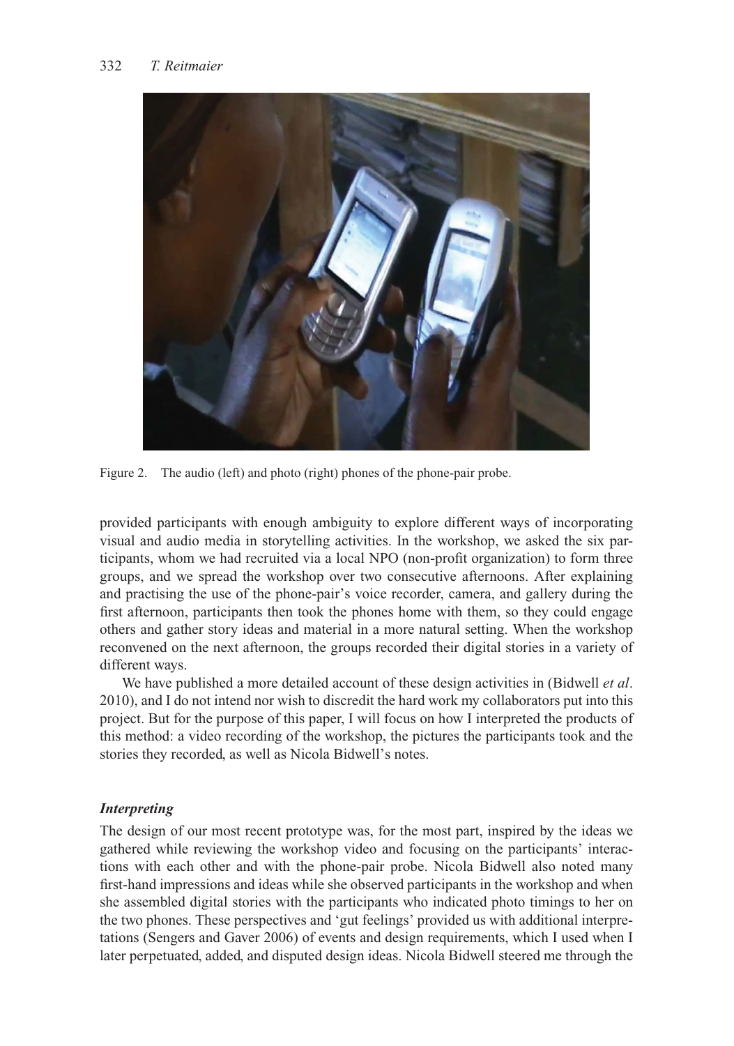Figure 2. The audio (left) and photo (right) phones of the phone-pair probe.

provided participants with enough ambiguity to explore different ways of incorporating visual and audio media in storytelling activities. In the workshop, we asked the six participants, whom we had recruited via a local NPO (non-profit organization) to form three groups, and we spread the workshop over two consecutive afternoons. After explaining and practising the use of the phone-pair's voice recorder, camera, and gallery during the first afternoon, participants then took the phones home with them, so they could engage others and gather story ideas and material in a more natural setting. When the workshop reconvened on the next afternoon, the groups recorded their digital stories in a variety of different ways.

We have published a more detailed account of these design activities in (Bidwell *et al*. 2010), and I do not intend nor wish to discredit the hard work my collaborators put into this project. But for the purpose of this paper, I will focus on how I interpreted the products of this method: a video recording of the workshop, the pictures the participants took and the stories they recorded, as well as Nicola Bidwell's notes.

### *Interpreting*

The design of our most recent prototype was, for the most part, inspired by the ideas we gathered while reviewing the workshop video and focusing on the participants' interactions with each other and with the phone-pair probe. Nicola Bidwell also noted many first-hand impressions and ideas while she observed participants in the workshop and when she assembled digital stories with the participants who indicated photo timings to her on the two phones. These perspectives and 'gut feelings' provided us with additional interpretations (Sengers and Gaver 2006) of events and design requirements, which I used when I later perpetuated, added, and disputed design ideas. Nicola Bidwell steered me through the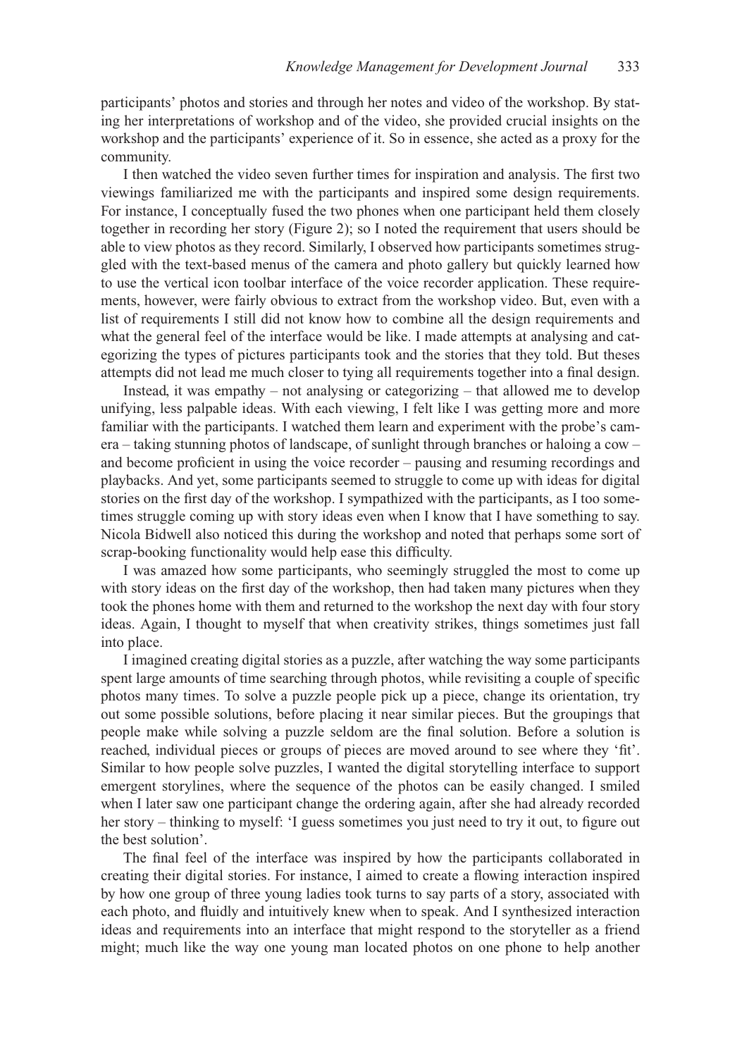participants' photos and stories and through her notes and video of the workshop. By stating her interpretations of workshop and of the video, she provided crucial insights on the workshop and the participants' experience of it. So in essence, she acted as a proxy for the community.

I then watched the video seven further times for inspiration and analysis. The first two viewings familiarized me with the participants and inspired some design requirements. For instance, I conceptually fused the two phones when one participant held them closely together in recording her story (Figure 2); so I noted the requirement that users should be able to view photos as they record. Similarly, I observed how participants sometimes struggled with the text-based menus of the camera and photo gallery but quickly learned how to use the vertical icon toolbar interface of the voice recorder application. These requirements, however, were fairly obvious to extract from the workshop video. But, even with a list of requirements I still did not know how to combine all the design requirements and what the general feel of the interface would be like. I made attempts at analysing and categorizing the types of pictures participants took and the stories that they told. But theses attempts did not lead me much closer to tying all requirements together into a final design.

Instead, it was empathy – not analysing or categorizing – that allowed me to develop unifying, less palpable ideas. With each viewing, I felt like I was getting more and more familiar with the participants. I watched them learn and experiment with the probe's camera – taking stunning photos of landscape, of sunlight through branches or haloing a cow – and become proficient in using the voice recorder – pausing and resuming recordings and playbacks. And yet, some participants seemed to struggle to come up with ideas for digital stories on the first day of the workshop. I sympathized with the participants, as I too sometimes struggle coming up with story ideas even when I know that I have something to say. Nicola Bidwell also noticed this during the workshop and noted that perhaps some sort of scrap-booking functionality would help ease this difficulty.

I was amazed how some participants, who seemingly struggled the most to come up with story ideas on the first day of the workshop, then had taken many pictures when they took the phones home with them and returned to the workshop the next day with four story ideas. Again, I thought to myself that when creativity strikes, things sometimes just fall into place.

I imagined creating digital stories as a puzzle, after watching the way some participants spent large amounts of time searching through photos, while revisiting a couple of specific photos many times. To solve a puzzle people pick up a piece, change its orientation, try out some possible solutions, before placing it near similar pieces. But the groupings that people make while solving a puzzle seldom are the final solution. Before a solution is reached, individual pieces or groups of pieces are moved around to see where they 'fit'. Similar to how people solve puzzles, I wanted the digital storytelling interface to support emergent storylines, where the sequence of the photos can be easily changed. I smiled when I later saw one participant change the ordering again, after she had already recorded her story – thinking to myself: 'I guess sometimes you just need to try it out, to figure out the best solution'.

The final feel of the interface was inspired by how the participants collaborated in creating their digital stories. For instance, I aimed to create a flowing interaction inspired by how one group of three young ladies took turns to say parts of a story, associated with each photo, and fluidly and intuitively knew when to speak. And I synthesized interaction ideas and requirements into an interface that might respond to the storyteller as a friend might; much like the way one young man located photos on one phone to help another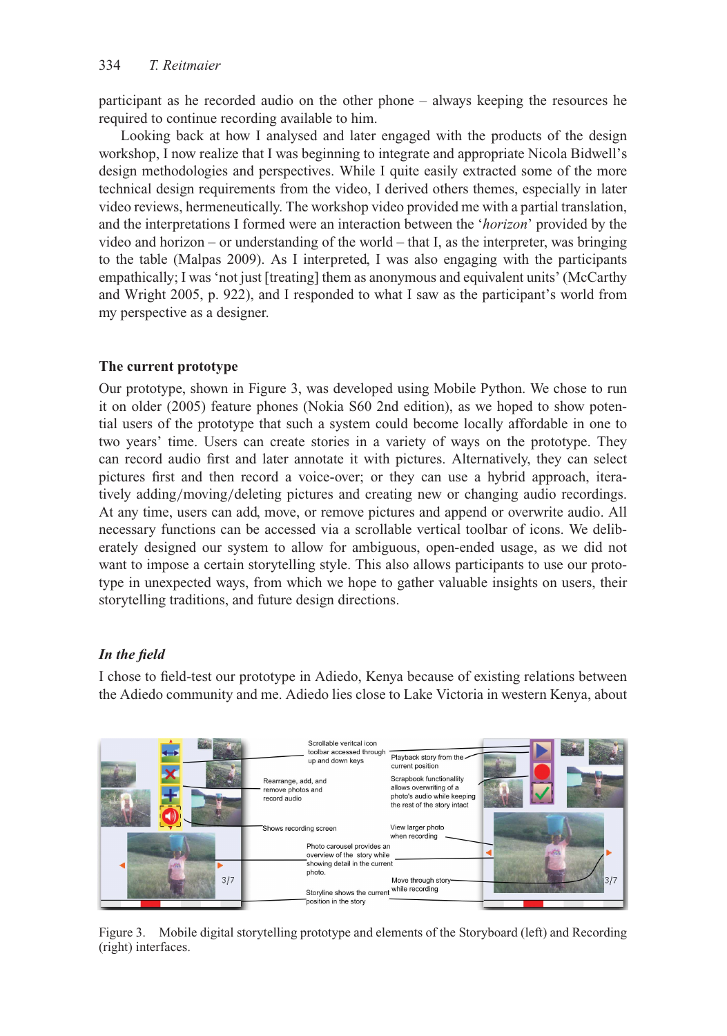participant as he recorded audio on the other phone – always keeping the resources he required to continue recording available to him.

Looking back at how I analysed and later engaged with the products of the design workshop, I now realize that I was beginning to integrate and appropriate Nicola Bidwell's design methodologies and perspectives. While I quite easily extracted some of the more technical design requirements from the video, I derived others themes, especially in later video reviews, hermeneutically. The workshop video provided me with a partial translation, and the interpretations I formed were an interaction between the '*horizon*' provided by the video and horizon – or understanding of the world – that I, as the interpreter, was bringing to the table (Malpas 2009). As I interpreted, I was also engaging with the participants empathically; I was 'not just [treating] them as anonymous and equivalent units' (McCarthy and Wright 2005, p. 922), and I responded to what I saw as the participant's world from my perspective as a designer.

### The current prototype

Our prototype, shown in Figure 3, was developed using Mobile Python. We chose to run it on older (2005) feature phones (Nokia S60 2nd edition), as we hoped to show potential users of the prototype that such a system could become locally affordable in one to two years' time. Users can create stories in a variety of ways on the prototype. They can record audio first and later annotate it with pictures. Alternatively, they can select pictures first and then record a voice-over; or they can use a hybrid approach, iteratively adding/moving/deleting pictures and creating new or changing audio recordings. At any time, users can add, move, or remove pictures and append or overwrite audio. All necessary functions can be accessed via a scrollable vertical toolbar of icons. We deliberately designed our system to allow for ambiguous, open-ended usage, as we did not want to impose a certain storytelling style. This also allows participants to use our prototype in unexpected ways, from which we hope to gather valuable insights on users, their storytelling traditions, and future design directions.

#### *In the field*

I chose to field-test our prototype in Adiedo, Kenya because of existing relations between the Adiedo community and me. Adiedo lies close to Lake Victoria in western Kenya, about

Figure 3. Mobile digital storytelling prototype and elements of the Storyboard (left) and Recording (right) interfaces.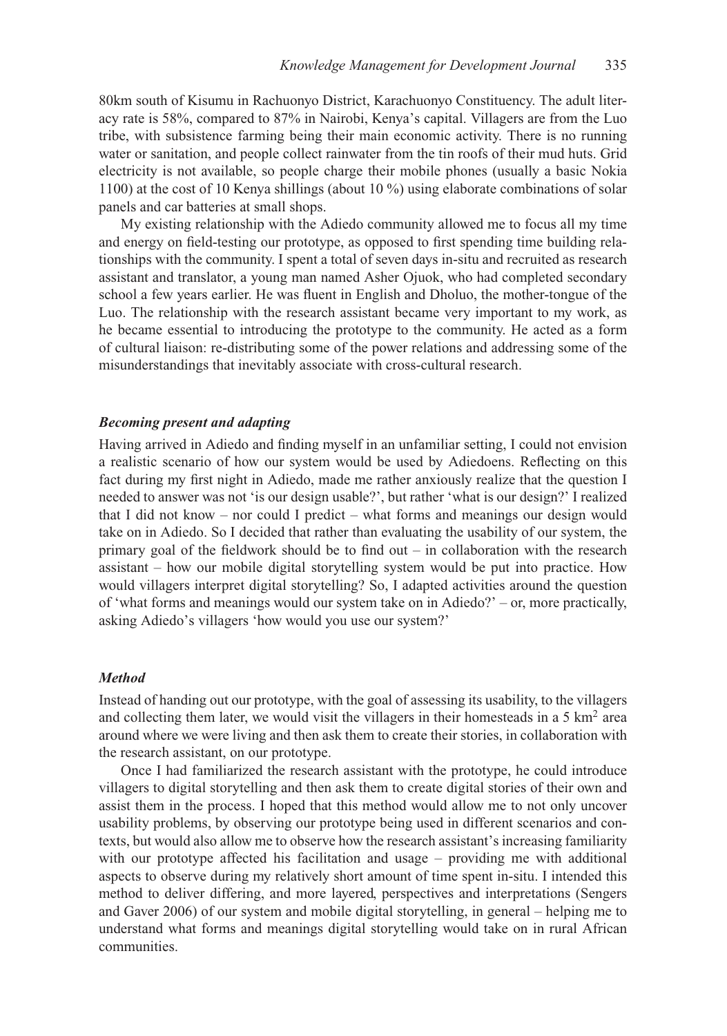80km south of Kisumu in Rachuonyo District, Karachuonyo Constituency. The adult literacy rate is 58%, compared to 87% in Nairobi, Kenya's capital. Villagers are from the Luo tribe, with subsistence farming being their main economic activity. There is no running water or sanitation, and people collect rainwater from the tin roofs of their mud huts. Grid electricity is not available, so people charge their mobile phones (usually a basic Nokia 1100) at the cost of 10 Kenya shillings (about 10 %) using elaborate combinations of solar panels and car batteries at small shops.

My existing relationship with the Adiedo community allowed me to focus all my time and energy on field-testing our prototype, as opposed to first spending time building relationships with the community. I spent a total of seven days in-situ and recruited as research assistant and translator, a young man named Asher Ojuok, who had completed secondary school a few years earlier. He was fluent in English and Dholuo, the mother-tongue of the Luo. The relationship with the research assistant became very important to my work, as he became essential to introducing the prototype to the community. He acted as a form of cultural liaison: re-distributing some of the power relations and addressing some of the misunderstandings that inevitably associate with cross-cultural research.

### *Becoming present and adapting*

Having arrived in Adiedo and finding myself in an unfamiliar setting, I could not envision a realistic scenario of how our system would be used by Adiedoens. Reflecting on this fact during my first night in Adiedo, made me rather anxiously realize that the question I needed to answer was not 'is our design usable?', but rather 'what is our design?' I realized that I did not know – nor could I predict – what forms and meanings our design would take on in Adiedo. So I decided that rather than evaluating the usability of our system, the primary goal of the fieldwork should be to find out – in collaboration with the research assistant – how our mobile digital storytelling system would be put into practice. How would villagers interpret digital storytelling? So, I adapted activities around the question of 'what forms and meanings would our system take on in Adiedo?' – or, more practically, asking Adiedo's villagers 'how would you use our system?'

### *Method*

Instead of handing out our prototype, with the goal of assessing its usability, to the villagers and collecting them later, we would visit the villagers in their homesteads in a 5 km$^2$ area around where we were living and then ask them to create their stories, in collaboration with the research assistant, on our prototype.

Once I had familiarized the research assistant with the prototype, he could introduce villagers to digital storytelling and then ask them to create digital stories of their own and assist them in the process. I hoped that this method would allow me to not only uncover usability problems, by observing our prototype being used in different scenarios and contexts, but would also allow me to observe how the research assistant's increasing familiarity with our prototype affected his facilitation and usage – providing me with additional aspects to observe during my relatively short amount of time spent in-situ. I intended this method to deliver differing, and more layered, perspectives and interpretations (Sengers and Gaver 2006) of our system and mobile digital storytelling, in general – helping me to understand what forms and meanings digital storytelling would take on in rural African communities.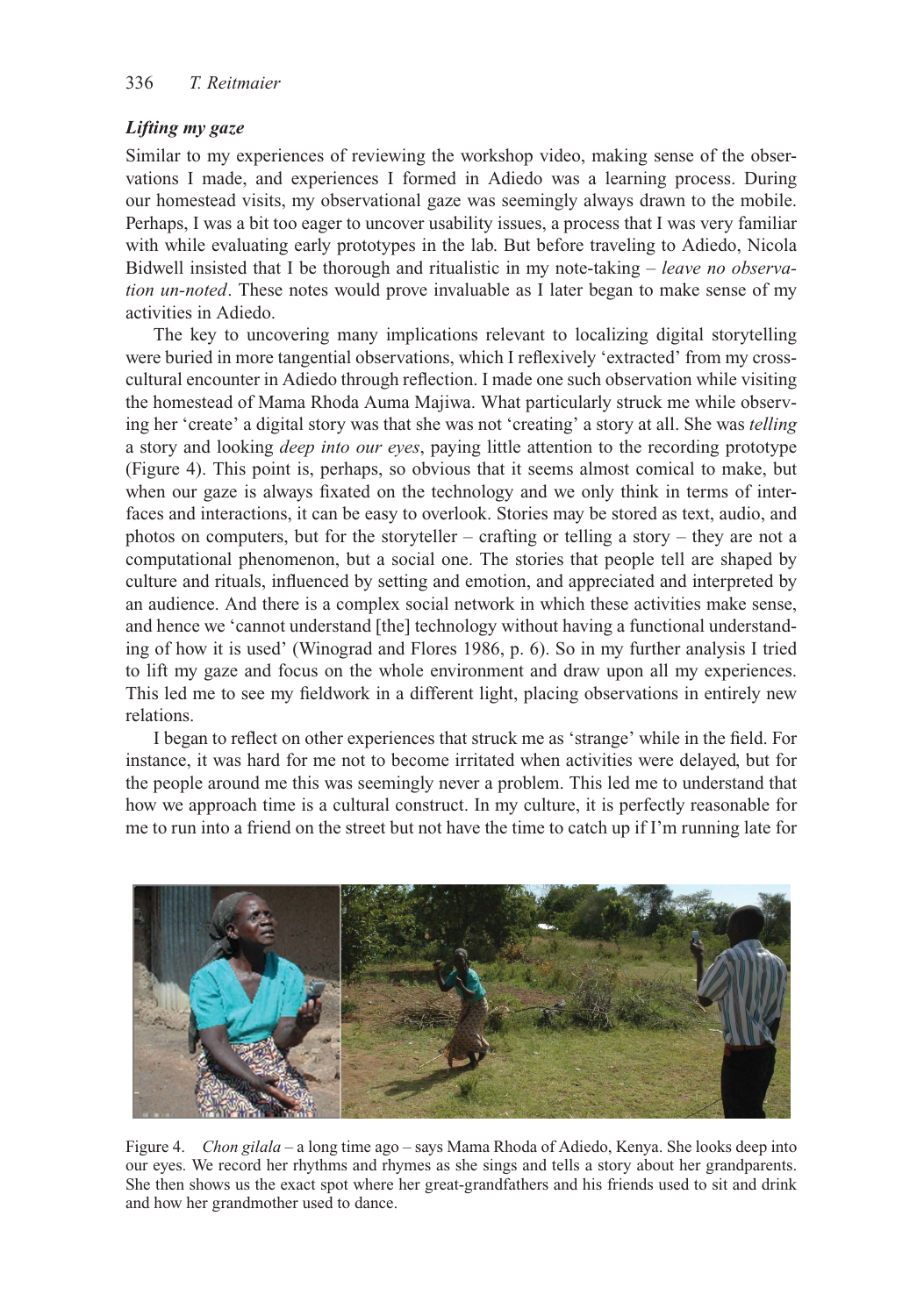### *Lifting my gaze*

Similar to my experiences of reviewing the workshop video, making sense of the observations I made, and experiences I formed in Adiedo was a learning process. During our homestead visits, my observational gaze was seemingly always drawn to the mobile. Perhaps, I was a bit too eager to uncover usability issues, a process that I was very familiar with while evaluating early prototypes in the lab. But before traveling to Adiedo, Nicola Bidwell insisted that I be thorough and ritualistic in my note-taking – *leave no observation un-noted*. These notes would prove invaluable as I later began to make sense of my activities in Adiedo.

The key to uncovering many implications relevant to localizing digital storytelling were buried in more tangential observations, which I reflexively 'extracted' from my cross-cultural encounter in Adiedo through reflection. I made one such observation while visiting the homestead of Mama Rhoda Auma Majiwa. What particularly struck me while observing her 'create' a digital story was that she was not 'creating' a story at all. She was *telling* a story and looking *deep into our eyes*, paying little attention to the recording prototype (Figure 4). This point is, perhaps, so obvious that it seems almost comical to make, but when our gaze is always fixated on the technology and we only think in terms of interfaces and interactions, it can be easy to overlook. Stories may be stored as text, audio, and photos on computers, but for the storyteller – crafting or telling a story – they are not a computational phenomenon, but a social one. The stories that people tell are shaped by culture and rituals, influenced by setting and emotion, and appreciated and interpreted by an audience. And there is a complex social network in which these activities make sense, and hence we 'cannot understand [the] technology without having a functional understanding of how it is used' (Winograd and Flores 1986, p. 6). So in my further analysis I tried to lift my gaze and focus on the whole environment and draw upon all my experiences. This led me to see my fieldwork in a different light, placing observations in entirely new relations.

I began to reflect on other experiences that struck me as 'strange' while in the field. For instance, it was hard for me not to become irritated when activities were delayed, but for the people around me this was seemingly never a problem. This led me to understand that how we approach time is a cultural construct. In my culture, it is perfectly reasonable for me to run into a friend on the street but not have the time to catch up if I'm running late for

Figure 4. *Chon gilala* – a long time ago – says Mama Rhoda of Adiedo, Kenya. She looks deep into our eyes. We record her rhythms and rhymes as she sings and tells a story about her grandparents. She then shows us the exact spot where her great-grandfathers and his friends used to sit and drink and how her grandmother used to dance.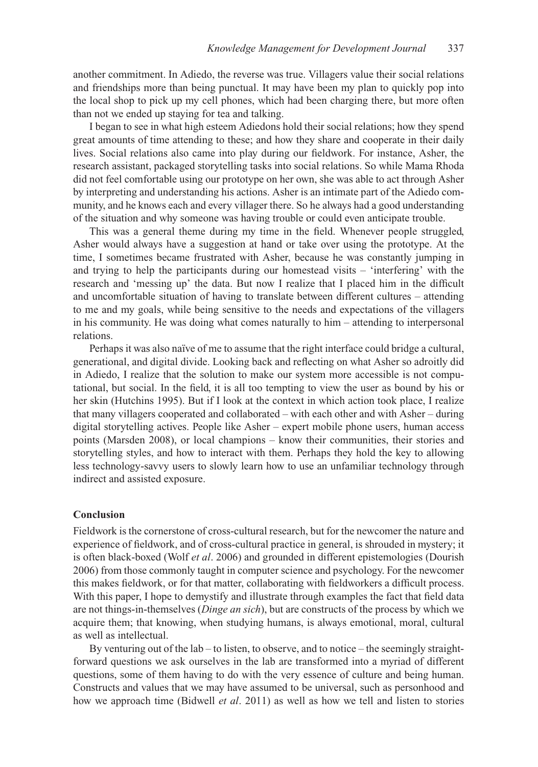another commitment. In Adiedo, the reverse was true. Villagers value their social relations and friendships more than being punctual. It may have been my plan to quickly pop into the local shop to pick up my cell phones, which had been charging there, but more often than not we ended up staying for tea and talking.

I began to see in what high esteem Adiedons hold their social relations; how they spend great amounts of time attending to these; and how they share and cooperate in their daily lives. Social relations also came into play during our fieldwork. For instance, Asher, the research assistant, packaged storytelling tasks into social relations. So while Mama Rhoda did not feel comfortable using our prototype on her own, she was able to act through Asher by interpreting and understanding his actions. Asher is an intimate part of the Adiedo community, and he knows each and every villager there. So he always had a good understanding of the situation and why someone was having trouble or could even anticipate trouble.

This was a general theme during my time in the field. Whenever people struggled, Asher would always have a suggestion at hand or take over using the prototype. At the time, I sometimes became frustrated with Asher, because he was constantly jumping in and trying to help the participants during our homestead visits – 'interfering' with the research and 'messing up' the data. But now I realize that I placed him in the difficult and uncomfortable situation of having to translate between different cultures – attending to me and my goals, while being sensitive to the needs and expectations of the villagers in his community. He was doing what comes naturally to him – attending to interpersonal relations.

Perhaps it was also naïve of me to assume that the right interface could bridge a cultural, generational, and digital divide. Looking back and reflecting on what Asher so adroitly did in Adiedo, I realize that the solution to make our system more accessible is not computational, but social. In the field, it is all too tempting to view the user as bound by his or her skin (Hutchins 1995). But if I look at the context in which action took place, I realize that many villagers cooperated and collaborated – with each other and with Asher – during digital storytelling actives. People like Asher – expert mobile phone users, human access points (Marsden 2008), or local champions – know their communities, their stories and storytelling styles, and how to interact with them. Perhaps they hold the key to allowing less technology-savvy users to slowly learn how to use an unfamiliar technology through indirect and assisted exposure.

## Conclusion

Fieldwork is the cornerstone of cross-cultural research, but for the newcomer the nature and experience of fieldwork, and of cross-cultural practice in general, is shrouded in mystery; it is often black-boxed (Wolf *et al*. 2006) and grounded in different epistemologies (Dourish 2006) from those commonly taught in computer science and psychology. For the newcomer this makes fieldwork, or for that matter, collaborating with fieldworkers a difficult process. With this paper, I hope to demystify and illustrate through examples the fact that field data are not things-in-themselves (*Dinge an sich*), but are constructs of the process by which we acquire them; that knowing, when studying humans, is always emotional, moral, cultural as well as intellectual.

By venturing out of the lab – to listen, to observe, and to notice – the seemingly straightforward questions we ask ourselves in the lab are transformed into a myriad of different questions, some of them having to do with the very essence of culture and being human. Constructs and values that we may have assumed to be universal, such as personhood and how we approach time (Bidwell *et al*. 2011) as well as how we tell and listen to stories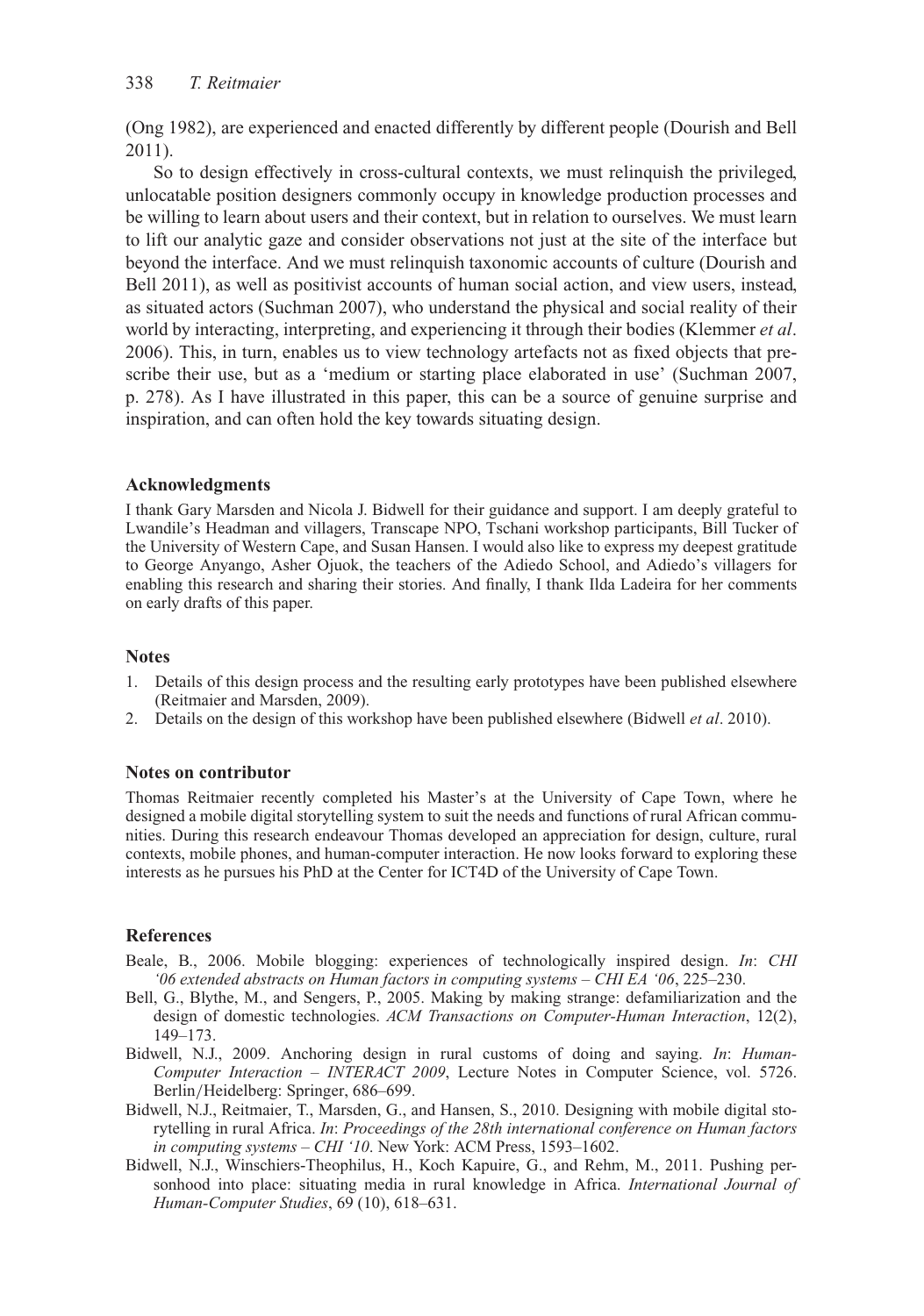(Ong 1982), are experienced and enacted differently by different people (Dourish and Bell 2011).

So to design effectively in cross-cultural contexts, we must relinquish the privileged, unlocatable position designers commonly occupy in knowledge production processes and be willing to learn about users and their context, but in relation to ourselves. We must learn to lift our analytic gaze and consider observations not just at the site of the interface but beyond the interface. And we must relinquish taxonomic accounts of culture (Dourish and Bell 2011), as well as positivist accounts of human social action, and view users, instead, as situated actors (Suchman 2007), who understand the physical and social reality of their world by interacting, interpreting, and experiencing it through their bodies (Klemmer *et al*. 2006). This, in turn, enables us to view technology artefacts not as fixed objects that prescribe their use, but as a 'medium or starting place elaborated in use' (Suchman 2007, p. 278). As I have illustrated in this paper, this can be a source of genuine surprise and inspiration, and can often hold the key towards situating design.

### Acknowledgments

I thank Gary Marsden and Nicola J. Bidwell for their guidance and support. I am deeply grateful to Lwandile's Headman and villagers, Transcape NPO, Tschani workshop participants, Bill Tucker of the University of Western Cape, and Susan Hansen. I would also like to express my deepest gratitude to George Anyango, Asher Ojuok, the teachers of the Adiedo School, and Adiedo's villagers for enabling this research and sharing their stories. And finally, I thank Ilda Ladeira for her comments on early drafts of this paper.

### Notes

1. Details of this design process and the resulting early prototypes have been published elsewhere (Reitmaier and Marsden, 2009).
2. Details on the design of this workshop have been published elsewhere (Bidwell *et al*. 2010).

### Notes on contributor

Thomas Reitmaier recently completed his Master's at the University of Cape Town, where he designed a mobile digital storytelling system to suit the needs and functions of rural African communities. During this research endeavour Thomas developed an appreciation for design, culture, rural contexts, mobile phones, and human-computer interaction. He now looks forward to exploring these interests as he pursues his PhD at the Center for ICT4D of the University of Cape Town.

### References

Beale, B., 2006. Mobile blogging: experiences of technologically inspired design. *In*: *CHI '06 extended abstracts on Human factors in computing systems – CHI EA '06*, 225–230.

Bell, G., Blythe, M., and Sengers, P., 2005. Making by making strange: defamiliarization and the design of domestic technologies. *ACM Transactions on Computer-Human Interaction*, 12(2), 149–173.

Bidwell, N.J., 2009. Anchoring design in rural customs of doing and saying. *In*: *Human-Computer Interaction – INTERACT 2009*, Lecture Notes in Computer Science, vol. 5726. Berlin/Heidelberg: Springer, 686–699.

Bidwell, N.J., Reitmaier, T., Marsden, G., and Hansen, S., 2010. Designing with mobile digital storytelling in rural Africa. *In*: *Proceedings of the 28th international conference on Human factors in computing systems – CHI '10*. New York: ACM Press, 1593–1602.

Bidwell, N.J., Winschiers-Theophilus, H., Koch Kapuire, G., and Rehm, M., 2011. Pushing personhood into place: situating media in rural knowledge in Africa. *International Journal of Human-Computer Studies*, 69 (10), 618–631.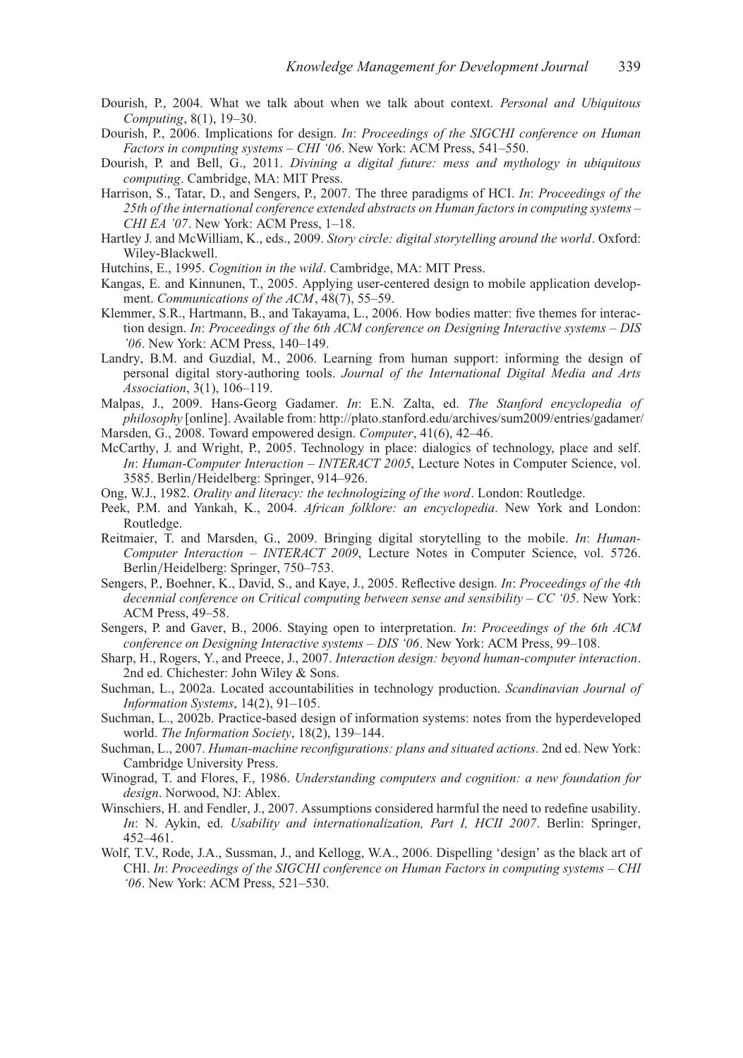Dourish, P., 2004. What we talk about when we talk about context. *Personal and Ubiquitous Computing*, 8(1), 19–30.

Dourish, P., 2006. Implications for design. *In*: *Proceedings of the SIGCHI conference on Human Factors in computing systems – CHI '06*. New York: ACM Press, 541–550.

Dourish, P. and Bell, G., 2011. *Divining a digital future: mess and mythology in ubiquitous computing*. Cambridge, MA: MIT Press.

Harrison, S., Tatar, D., and Sengers, P., 2007. The three paradigms of HCI. *In*: *Proceedings of the 25th of the international conference extended abstracts on Human factors in computing systems – CHI EA '07*. New York: ACM Press, 1–18.

Hartley J. and McWilliam, K., eds., 2009. *Story circle: digital storytelling around the world*. Oxford: Wiley-Blackwell.

Hutchins, E., 1995. *Cognition in the wild*. Cambridge, MA: MIT Press.

Kangas, E. and Kinnunen, T., 2005. Applying user-centered design to mobile application development. *Communications of the ACM*, 48(7), 55–59.

Klemmer, S.R., Hartmann, B., and Takayama, L., 2006. How bodies matter: five themes for interaction design. *In*: *Proceedings of the 6th ACM conference on Designing Interactive systems – DIS '06*. New York: ACM Press, 140–149.

Landry, B.M. and Guzdial, M., 2006. Learning from human support: informing the design of personal digital story-authoring tools. *Journal of the International Digital Media and Arts Association*, 3(1), 106–119.

Malpas, J., 2009. Hans-Georg Gadamer. *In*: E.N. Zalta, ed. *The Stanford encyclopedia of philosophy* [online]. Available from: http://plato.stanford.edu/archives/sum2009/entries/gadamer/

Marsden, G., 2008. Toward empowered design. *Computer*, 41(6), 42–46.

McCarthy, J. and Wright, P., 2005. Technology in place: dialogics of technology, place and self. *In*: *Human-Computer Interaction – INTERACT 2005*, Lecture Notes in Computer Science, vol. 3585. Berlin/Heidelberg: Springer, 914–926.

Ong, W.J., 1982. *Orality and literacy: the technologizing of the word*. London: Routledge.

Peek, P.M. and Yankah, K., 2004. *African folklore: an encyclopedia*. New York and London: Routledge.

Reitmaier, T. and Marsden, G., 2009. Bringing digital storytelling to the mobile. *In*: *Human-Computer Interaction – INTERACT 2009*, Lecture Notes in Computer Science, vol. 5726. Berlin/Heidelberg: Springer, 750–753.

Sengers, P., Boehner, K., David, S., and Kaye, J., 2005. Reflective design. *In*: *Proceedings of the 4th decennial conference on Critical computing between sense and sensibility – CC '05*. New York: ACM Press, 49–58.

Sengers, P. and Gaver, B., 2006. Staying open to interpretation. *In*: *Proceedings of the 6th ACM conference on Designing Interactive systems – DIS '06*. New York: ACM Press, 99–108.

Sharp, H., Rogers, Y., and Preece, J., 2007. *Interaction design: beyond human-computer interaction*. 2nd ed. Chichester: John Wiley & Sons.

Suchman, L., 2002a. Located accountabilities in technology production. *Scandinavian Journal of Information Systems*, 14(2), 91–105.

Suchman, L., 2002b. Practice-based design of information systems: notes from the hyperdeveloped world. *The Information Society*, 18(2), 139–144.

Suchman, L., 2007. *Human-machine reconfigurations: plans and situated actions*. 2nd ed. New York: Cambridge University Press.

Winograd, T. and Flores, F., 1986. *Understanding computers and cognition: a new foundation for design*. Norwood, NJ: Ablex.

Winschiers, H. and Fendler, J., 2007. Assumptions considered harmful the need to redefine usability. *In*: N. Aykin, ed. *Usability and internationalization, Part I, HCII 2007*. Berlin: Springer, 452–461.

Wolf, T.V., Rode, J.A., Sussman, J., and Kellogg, W.A., 2006. Dispelling 'design' as the black art of CHI. *In*: *Proceedings of the SIGCHI conference on Human Factors in computing systems – CHI '06*. New York: ACM Press, 521–530.